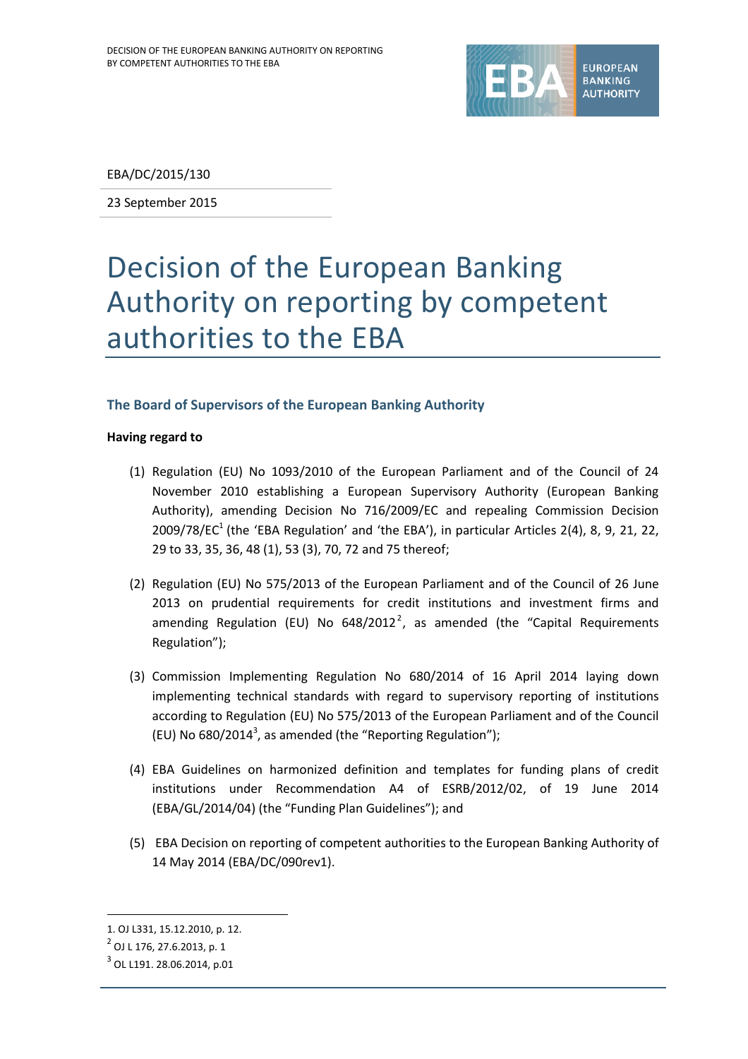EBA/DC/2015/130

23 September 2015

# Decision of the European Banking Authority on reporting by competent authorities to the EBA

## The Board of Supervisors of the European Banking Authority

**Having regard to**

(1) Regulation (EU) No 1093/2010 of the European Parliament and of the Council of 24 November 2010 establishing a European Supervisory Authority (European Banking Authority), amending Decision No 716/2009/EC and repealing Commission Decision 2009/78/EC[1] (the 'EBA Regulation' and 'the EBA'), in particular Articles 2(4), 8, 9, 21, 22, 29 to 33, 35, 36, 48 (1), 53 (3), 70, 72 and 75 thereof;

(2) Regulation (EU) No 575/2013 of the European Parliament and of the Council of 26 June 2013 on prudential requirements for credit institutions and investment firms and amending Regulation (EU) No 648/2012[2], as amended (the "Capital Requirements Regulation");

(3) Commission Implementing Regulation No 680/2014 of 16 April 2014 laying down implementing technical standards with regard to supervisory reporting of institutions according to Regulation (EU) No 575/2013 of the European Parliament and of the Council (EU) No 680/2014[3], as amended (the "Reporting Regulation");

(4) EBA Guidelines on harmonized definition and templates for funding plans of credit institutions under Recommendation A4 of ESRB/2012/02, of 19 June 2014 (EBA/GL/2014/04) (the "Funding Plan Guidelines"); and

(5) EBA Decision on reporting of competent authorities to the European Banking Authority of 14 May 2014 (EBA/DC/090rev1).

---

1. OJ L331, 15.12.2010, p. 12.

[2] OJ L 176, 27.6.2013, p. 1

[3] OL L191. 28.06.2014, p.01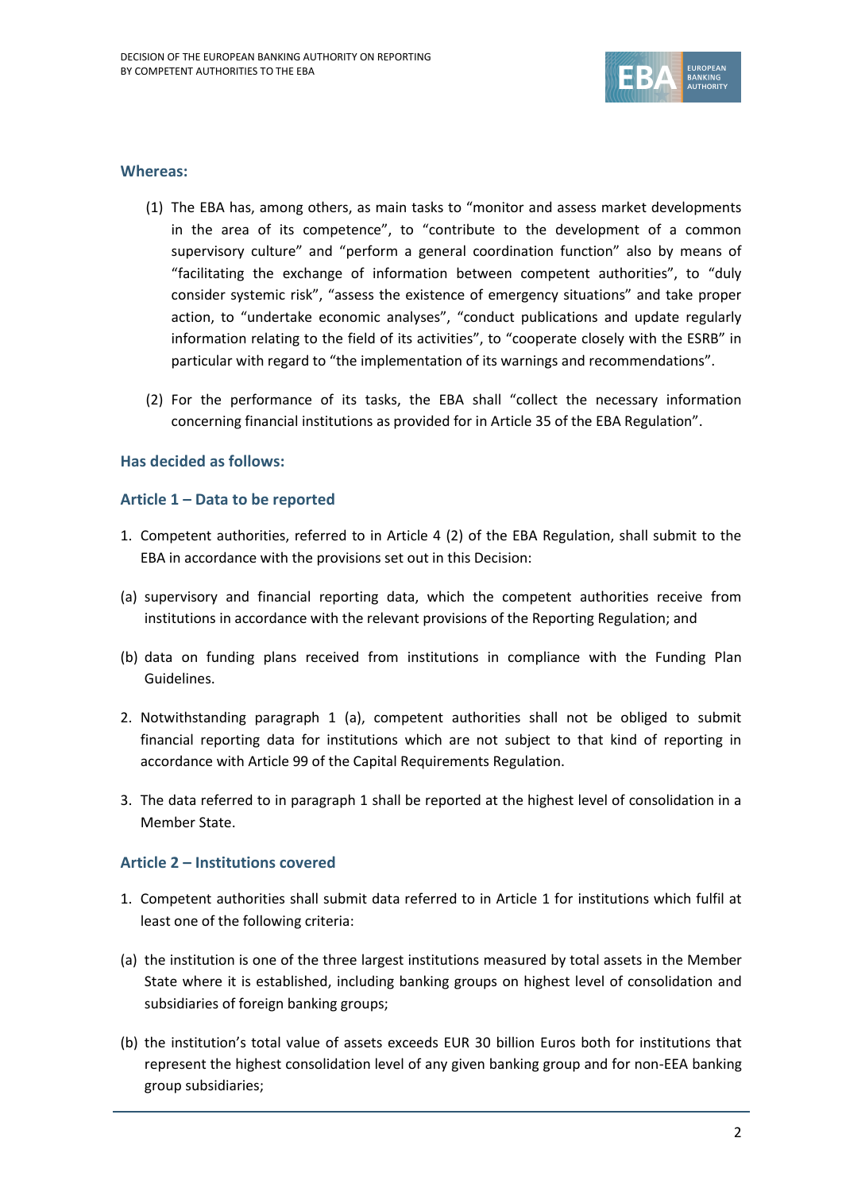## Whereas:

(1) The EBA has, among others, as main tasks to "monitor and assess market developments in the area of its competence", to "contribute to the development of a common supervisory culture" and "perform a general coordination function" also by means of "facilitating the exchange of information between competent authorities", to "duly consider systemic risk", "assess the existence of emergency situations" and take proper action, to "undertake economic analyses", "conduct publications and update regularly information relating to the field of its activities", to "cooperate closely with the ESRB" in particular with regard to "the implementation of its warnings and recommendations".

(2) For the performance of its tasks, the EBA shall "collect the necessary information concerning financial institutions as provided for in Article 35 of the EBA Regulation".

## Has decided as follows:

### Article 1 – Data to be reported

1. Competent authorities, referred to in Article 4 (2) of the EBA Regulation, shall submit to the EBA in accordance with the provisions set out in this Decision:

(a) supervisory and financial reporting data, which the competent authorities receive from institutions in accordance with the relevant provisions of the Reporting Regulation; and

(b) data on funding plans received from institutions in compliance with the Funding Plan Guidelines.

2. Notwithstanding paragraph 1 (a), competent authorities shall not be obliged to submit financial reporting data for institutions which are not subject to that kind of reporting in accordance with Article 99 of the Capital Requirements Regulation.

3. The data referred to in paragraph 1 shall be reported at the highest level of consolidation in a Member State.

### Article 2 – Institutions covered

1. Competent authorities shall submit data referred to in Article 1 for institutions which fulfil at least one of the following criteria:

(a) the institution is one of the three largest institutions measured by total assets in the Member State where it is established, including banking groups on highest level of consolidation and subsidiaries of foreign banking groups;

(b) the institution's total value of assets exceeds EUR 30 billion Euros both for institutions that represent the highest consolidation level of any given banking group and for non-EEA banking group subsidiaries;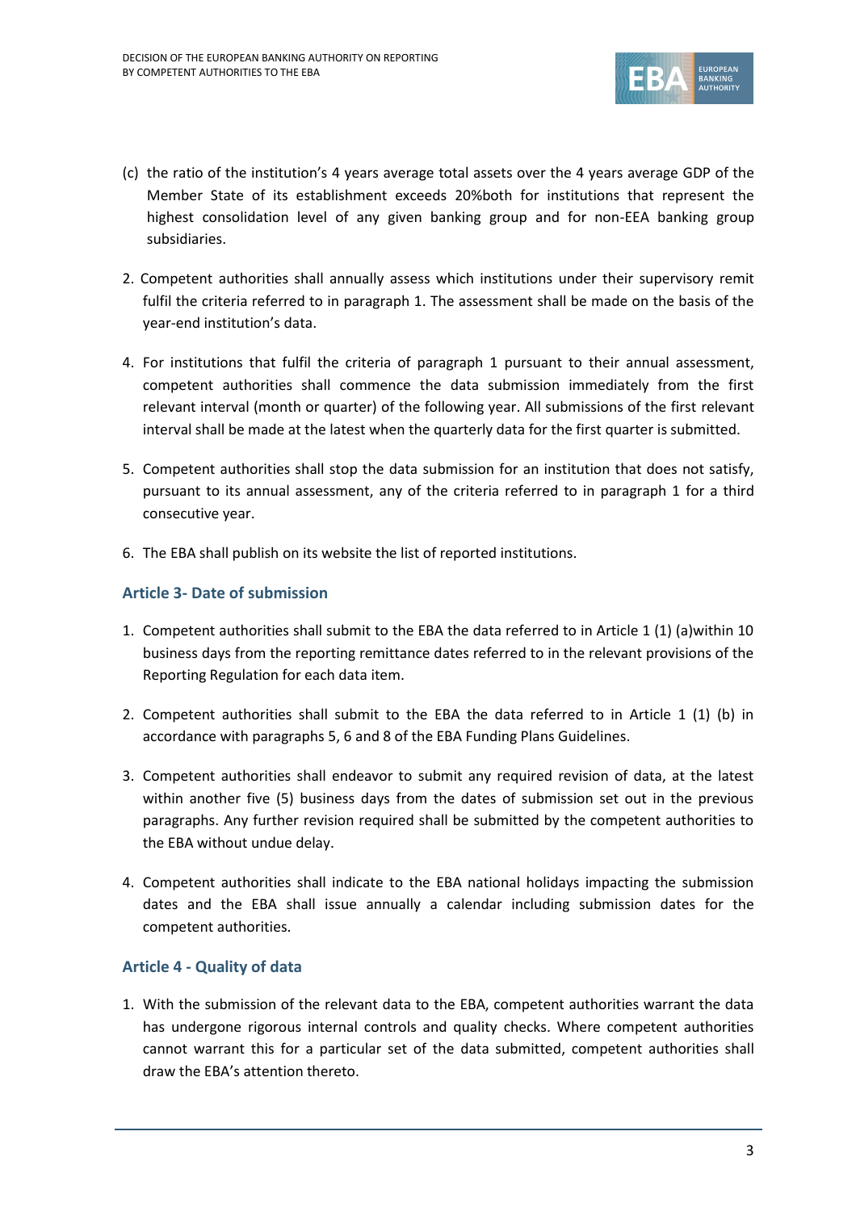(c) the ratio of the institution's 4 years average total assets over the 4 years average GDP of the Member State of its establishment exceeds 20%both for institutions that represent the highest consolidation level of any given banking group and for non-EEA banking group subsidiaries.

2. Competent authorities shall annually assess which institutions under their supervisory remit fulfil the criteria referred to in paragraph 1. The assessment shall be made on the basis of the year-end institution's data.

4. For institutions that fulfil the criteria of paragraph 1 pursuant to their annual assessment, competent authorities shall commence the data submission immediately from the first relevant interval (month or quarter) of the following year. All submissions of the first relevant interval shall be made at the latest when the quarterly data for the first quarter is submitted.

5. Competent authorities shall stop the data submission for an institution that does not satisfy, pursuant to its annual assessment, any of the criteria referred to in paragraph 1 for a third consecutive year.

6. The EBA shall publish on its website the list of reported institutions.

### Article 3- Date of submission

1. Competent authorities shall submit to the EBA the data referred to in Article 1 (1) (a)within 10 business days from the reporting remittance dates referred to in the relevant provisions of the Reporting Regulation for each data item.

2. Competent authorities shall submit to the EBA the data referred to in Article 1 (1) (b) in accordance with paragraphs 5, 6 and 8 of the EBA Funding Plans Guidelines.

3. Competent authorities shall endeavor to submit any required revision of data, at the latest within another five (5) business days from the dates of submission set out in the previous paragraphs. Any further revision required shall be submitted by the competent authorities to the EBA without undue delay.

4. Competent authorities shall indicate to the EBA national holidays impacting the submission dates and the EBA shall issue annually a calendar including submission dates for the competent authorities.

### Article 4 - Quality of data

1. With the submission of the relevant data to the EBA, competent authorities warrant the data has undergone rigorous internal controls and quality checks. Where competent authorities cannot warrant this for a particular set of the data submitted, competent authorities shall draw the EBA's attention thereto.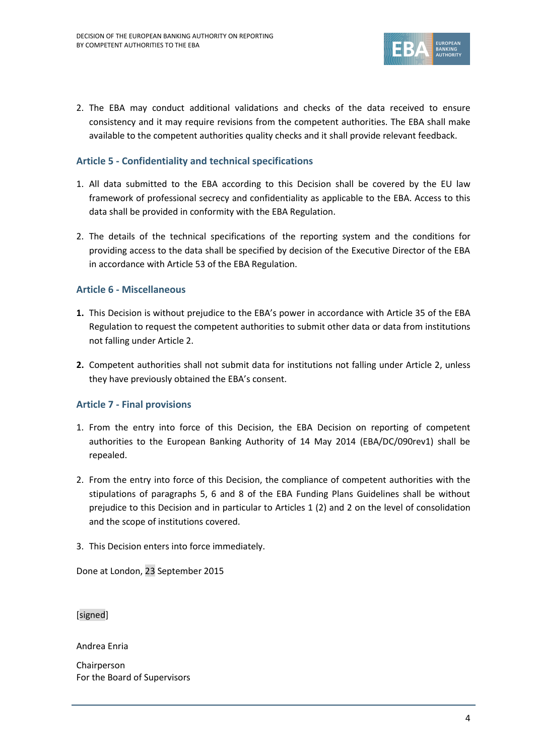2. The EBA may conduct additional validations and checks of the data received to ensure consistency and it may require revisions from the competent authorities. The EBA shall make available to the competent authorities quality checks and it shall provide relevant feedback.

### Article 5 - Confidentiality and technical specifications

1. All data submitted to the EBA according to this Decision shall be covered by the EU law framework of professional secrecy and confidentiality as applicable to the EBA. Access to this data shall be provided in conformity with the EBA Regulation.

2. The details of the technical specifications of the reporting system and the conditions for providing access to the data shall be specified by decision of the Executive Director of the EBA in accordance with Article 53 of the EBA Regulation.

### Article 6 - Miscellaneous

**1.** This Decision is without prejudice to the EBA's power in accordance with Article 35 of the EBA Regulation to request the competent authorities to submit other data or data from institutions not falling under Article 2.

**2.** Competent authorities shall not submit data for institutions not falling under Article 2, unless they have previously obtained the EBA's consent.

### Article 7 - Final provisions

1. From the entry into force of this Decision, the EBA Decision on reporting of competent authorities to the European Banking Authority of 14 May 2014 (EBA/DC/090rev1) shall be repealed.

2. From the entry into force of this Decision, the compliance of competent authorities with the stipulations of paragraphs 5, 6 and 8 of the EBA Funding Plans Guidelines shall be without prejudice to this Decision and in particular to Articles 1 (2) and 2 on the level of consolidation and the scope of institutions covered.

3. This Decision enters into force immediately.

Done at London, 23 September 2015

[signed]

Andrea Enria

Chairperson
For the Board of Supervisors